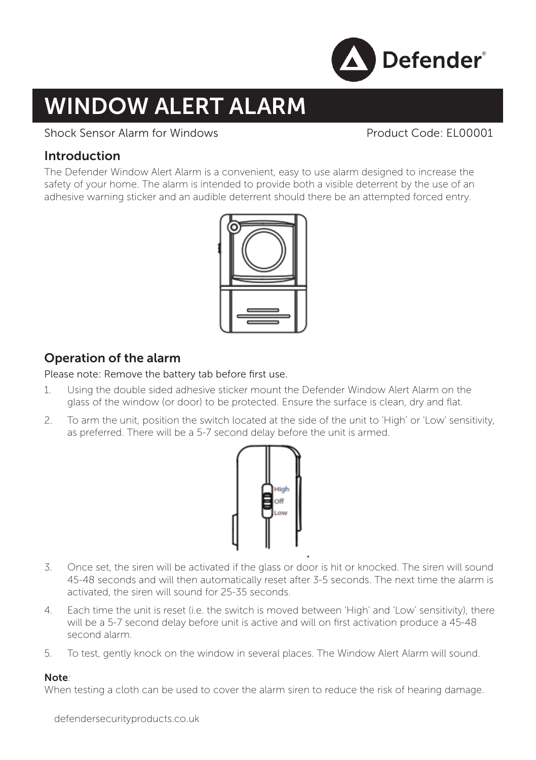Defender®

# WINDOW ALERT ALARM

Shock Sensor Alarm for Windows

Product Code: EL00001

## Introduction

The Defender Window Alert Alarm is a convenient, easy to use alarm designed to increase the safety of your home. The alarm is intended to provide both a visible deterrent by the use of an adhesive warning sticker and an audible deterrent should there be an attempted forced entry.

## Operation of the alarm

Please note: Remove the battery tab before first use.

1. Using the double sided adhesive sticker mount the Defender Window Alert Alarm on the glass of the window (or door) to be protected. Ensure the surface is clean, dry and flat.
2. To arm the unit, position the switch located at the side of the unit to 'High' or 'Low' sensitivity, as preferred. There will be a 5-7 second delay before the unit is armed.

High
Off
Low

3. Once set, the siren will be activated if the glass or door is hit or knocked. The siren will sound 45-48 seconds and will then automatically reset after 3-5 seconds. The next time the alarm is activated, the siren will sound for 25-35 seconds.
4. Each time the unit is reset (i.e. the switch is moved between 'High' and 'Low' sensitivity), there will be a 5-7 second delay before unit is active and will on first activation produce a 45-48 second alarm.
5. To test, gently knock on the window in several places. The Window Alert Alarm will sound.

**Note**:
When testing a cloth can be used to cover the alarm siren to reduce the risk of hearing damage.

defendersecurityproducts.co.uk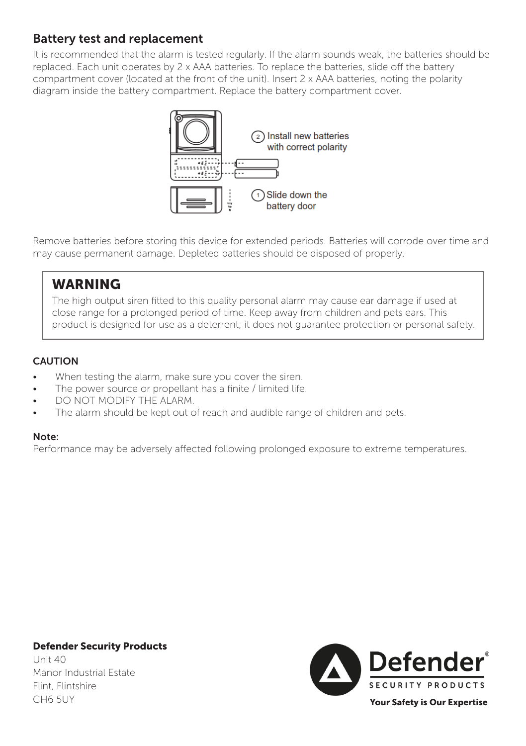## Battery test and replacement

It is recommended that the alarm is tested regularly. If the alarm sounds weak, the batteries should be replaced. Each unit operates by 2 x AAA batteries. To replace the batteries, slide off the battery compartment cover (located at the front of the unit). Insert 2 x AAA batteries, noting the polarity diagram inside the battery compartment. Replace the battery compartment cover.

2 Install new batteries with correct polarity

1 Slide down the battery door

Remove batteries before storing this device for extended periods. Batteries will corrode over time and may cause permanent damage. Depleted batteries should be disposed of properly.

## WARNING

The high output siren fitted to this quality personal alarm may cause ear damage if used at close range for a prolonged period of time. Keep away from children and pets ears. This product is designed for use as a deterrent; it does not guarantee protection or personal safety.

### CAUTION

- When testing the alarm, make sure you cover the siren.
- The power source or propellant has a finite / limited life.
- DO NOT MODIFY THE ALARM.
- The alarm should be kept out of reach and audible range of children and pets.

**Note:**
Performance may be adversely affected following prolonged exposure to extreme temperatures.

**Defender Security Products**
Unit 40
Manor Industrial Estate
Flint, Flintshire
CH6 5UY

Defender® SECURITY PRODUCTS
**Your Safety is Our Expertise**